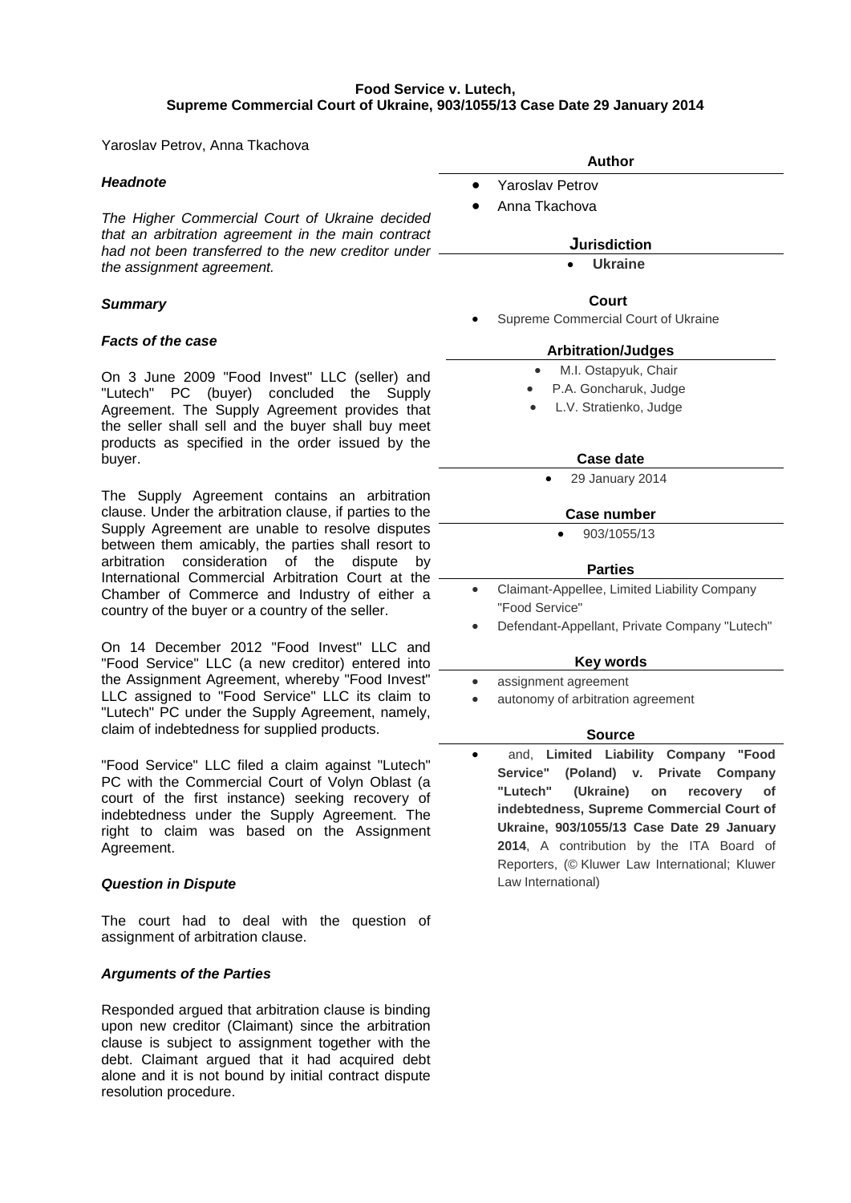**Food Service v. Lutech,**
**Supreme Commercial Court of Ukraine, 903/1055/13 Case Date 29 January 2014**

Yaroslav Petrov, Anna Tkachova

***Headnote***

*The Higher Commercial Court of Ukraine decided that an arbitration agreement in the main contract had not been transferred to the new creditor under the assignment agreement.*

***Summary***

***Facts of the case***

On 3 June 2009 "Food Invest" LLC (seller) and "Lutech" PC (buyer) concluded the Supply Agreement. The Supply Agreement provides that the seller shall sell and the buyer shall buy meet products as specified in the order issued by the buyer.

The Supply Agreement contains an arbitration clause. Under the arbitration clause, if parties to the Supply Agreement are unable to resolve disputes between them amicably, the parties shall resort to arbitration consideration of the dispute by International Commercial Arbitration Court at the Chamber of Commerce and Industry of either a country of the buyer or a country of the seller.

On 14 December 2012 "Food Invest" LLC and "Food Service" LLC (a new creditor) entered into the Assignment Agreement, whereby "Food Invest" LLC assigned to "Food Service" LLC its claim to "Lutech" PC under the Supply Agreement, namely, claim of indebtedness for supplied products.

"Food Service" LLC filed a claim against "Lutech" PC with the Commercial Court of Volyn Oblast (a court of the first instance) seeking recovery of indebtedness under the Supply Agreement. The right to claim was based on the Assignment Agreement.

***Question in Dispute***

The court had to deal with the question of assignment of arbitration clause.

***Arguments of the Parties***

Responded argued that arbitration clause is binding upon new creditor (Claimant) since the arbitration clause is subject to assignment together with the debt. Claimant argued that it had acquired debt alone and it is not bound by initial contract dispute resolution procedure.

**Author**

- Yaroslav Petrov
- Anna Tkachova

**Jurisdiction**

- **Ukraine**

**Court**

- Supreme Commercial Court of Ukraine

**Arbitration/Judges**

- M.I. Ostapyuk, Chair
- P.A. Goncharuk, Judge
- L.V. Stratienko, Judge

**Case date**

- 29 January 2014

**Case number**

- 903/1055/13

**Parties**

- Claimant-Appellee, Limited Liability Company "Food Service"
- Defendant-Appellant, Private Company "Lutech"

**Key words**

- assignment agreement
- autonomy of arbitration agreement

**Source**

- and, **Limited Liability Company "Food Service" (Poland) v. Private Company "Lutech" (Ukraine) on recovery of indebtedness, Supreme Commercial Court of Ukraine, 903/1055/13 Case Date 29 January 2014**, A contribution by the ITA Board of Reporters, (© Kluwer Law International; Kluwer Law International)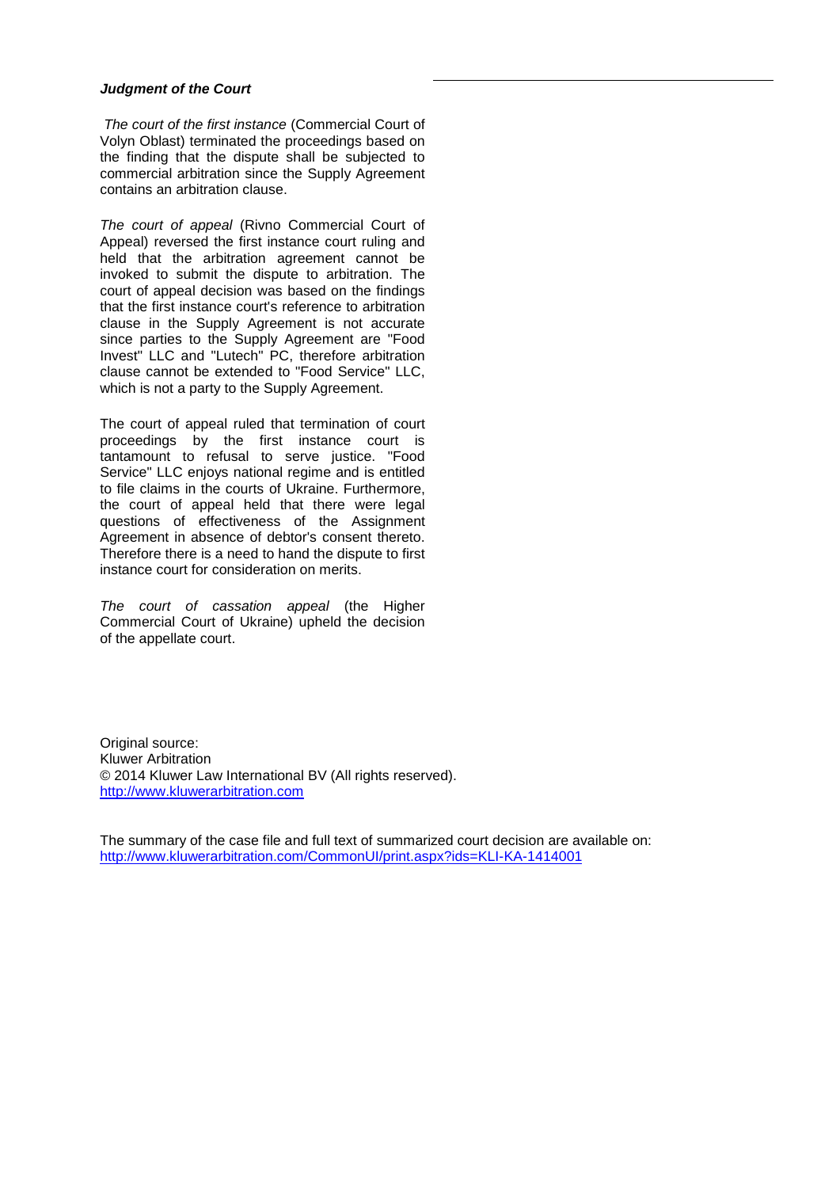***Judgment of the Court***

*The court of the first instance* (Commercial Court of Volyn Oblast) terminated the proceedings based on the finding that the dispute shall be subjected to commercial arbitration since the Supply Agreement contains an arbitration clause.

*The court of appeal* (Rivno Commercial Court of Appeal) reversed the first instance court ruling and held that the arbitration agreement cannot be invoked to submit the dispute to arbitration. The court of appeal decision was based on the findings that the first instance court's reference to arbitration clause in the Supply Agreement is not accurate since parties to the Supply Agreement are "Food Invest" LLC and "Lutech" PC, therefore arbitration clause cannot be extended to "Food Service" LLC, which is not a party to the Supply Agreement.

The court of appeal ruled that termination of court proceedings by the first instance court is tantamount to refusal to serve justice. "Food Service" LLC enjoys national regime and is entitled to file claims in the courts of Ukraine. Furthermore, the court of appeal held that there were legal questions of effectiveness of the Assignment Agreement in absence of debtor's consent thereto. Therefore there is a need to hand the dispute to first instance court for consideration on merits.

*The court of cassation appeal* (the Higher Commercial Court of Ukraine) upheld the decision of the appellate court.

Original source:
Kluwer Arbitration
© 2014 Kluwer Law International BV (All rights reserved).
[http://www.kluwerarbitration.com](http://www.kluwerarbitration.com)

The summary of the case file and full text of summarized court decision are available on:
[http://www.kluwerarbitration.com/CommonUI/print.aspx?ids=KLI-KA-1414001](http://www.kluwerarbitration.com/CommonUI/print.aspx?ids=KLI-KA-1414001)